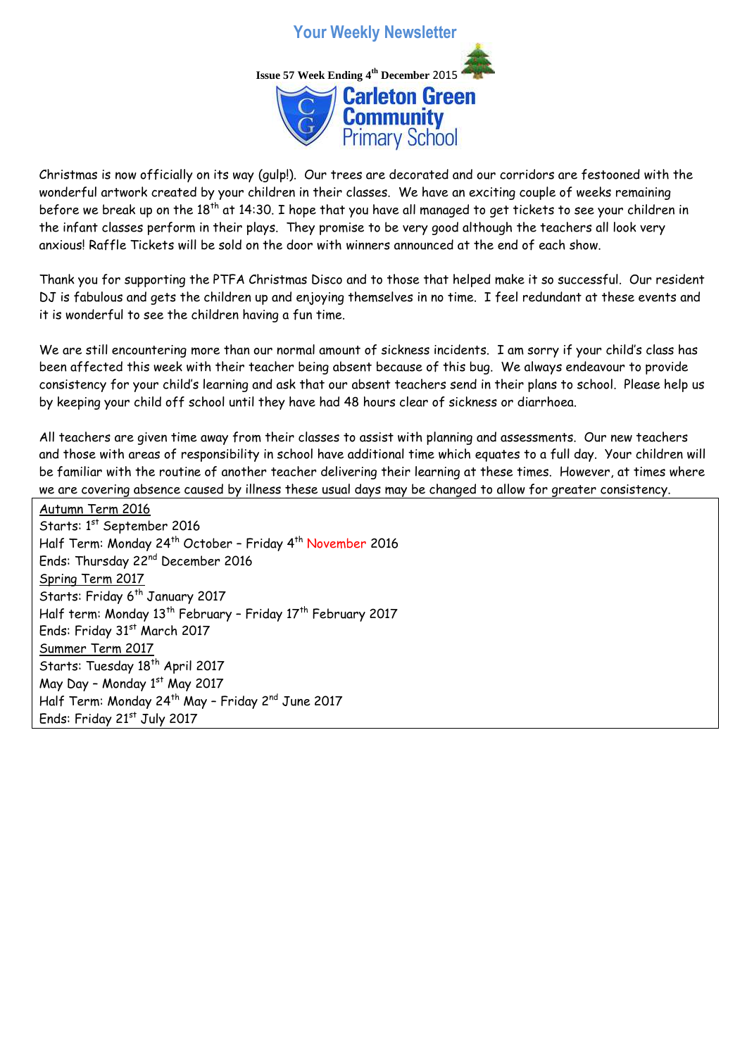# Your Weekly Newsletter

**Issue 57 Week Ending 4th December 2015**

## Carleton Green Community Primary School

Christmas is now officially on its way (gulp!). Our trees are decorated and our corridors are festooned with the wonderful artwork created by your children in their classes. We have an exciting couple of weeks remaining before we break up on the 18th at 14:30. I hope that you have all managed to get tickets to see your children in the infant classes perform in their plays. They promise to be very good although the teachers all look very anxious! Raffle Tickets will be sold on the door with winners announced at the end of each show.

Thank you for supporting the PTFA Christmas Disco and to those that helped make it so successful. Our resident DJ is fabulous and gets the children up and enjoying themselves in no time. I feel redundant at these events and it is wonderful to see the children having a fun time.

We are still encountering more than our normal amount of sickness incidents. I am sorry if your child's class has been affected this week with their teacher being absent because of this bug. We always endeavour to provide consistency for your child's learning and ask that our absent teachers send in their plans to school. Please help us by keeping your child off school until they have had 48 hours clear of sickness or diarrhoea.

All teachers are given time away from their classes to assist with planning and assessments. Our new teachers and those with areas of responsibility in school have additional time which equates to a full day. Your children will be familiar with the routine of another teacher delivering their learning at these times. However, at times where we are covering absence caused by illness these usual days may be changed to allow for greater consistency.

Autumn Term 2016
Starts: 1st September 2016
Half Term: Monday 24th October – Friday 4th November 2016
Ends: Thursday 22nd December 2016

Spring Term 2017
Starts: Friday 6th January 2017
Half term: Monday 13th February – Friday 17th February 2017
Ends: Friday 31st March 2017

Summer Term 2017
Starts: Tuesday 18th April 2017
May Day – Monday 1st May 2017
Half Term: Monday 24th May – Friday 2nd June 2017
Ends: Friday 21st July 2017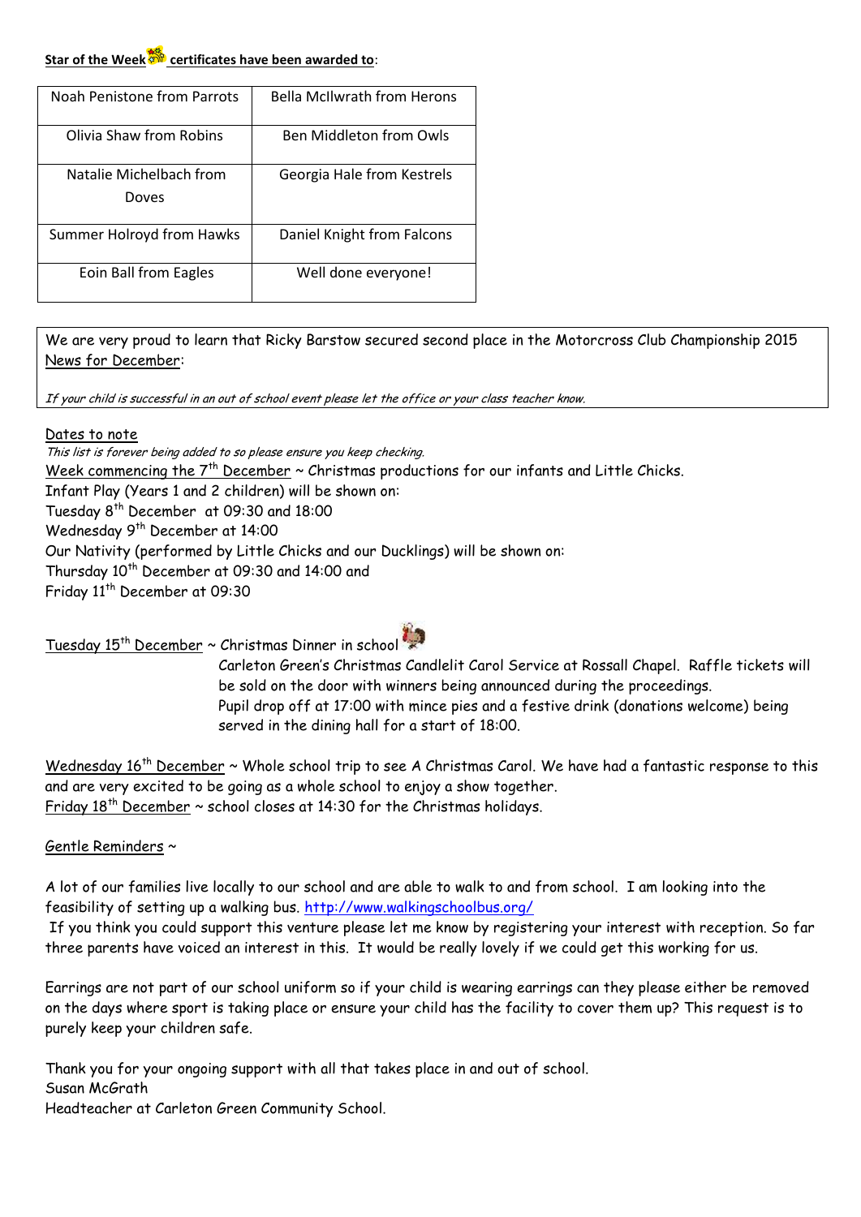**Star of the Week certificates have been awarded to**:

| | |
|---|---|
| Noah Penistone from Parrots | Bella McIlwrath from Herons |
| Olivia Shaw from Robins | Ben Middleton from Owls |
| Natalie Michelbach from Doves | Georgia Hale from Kestrels |
| Summer Holroyd from Hawks | Daniel Knight from Falcons |
| Eoin Ball from Eagles | Well done everyone! |

We are very proud to learn that Ricky Barstow secured second place in the Motorcross Club Championship 2015
News for December:

*If your child is successful in an out of school event please let the office or your class teacher know.*

Dates to note
*This list is forever being added to so please ensure you keep checking.*
Week commencing the 7th December ~ Christmas productions for our infants and Little Chicks.
Infant Play (Years 1 and 2 children) will be shown on:
Tuesday 8th December at 09:30 and 18:00
Wednesday 9th December at 14:00
Our Nativity (performed by Little Chicks and our Ducklings) will be shown on:
Thursday 10th December at 09:30 and 14:00 and
Friday 11th December at 09:30

Tuesday 15th December ~ Christmas Dinner in school
Carleton Green's Christmas Candlelit Carol Service at Rossall Chapel. Raffle tickets will be sold on the door with winners being announced during the proceedings.
Pupil drop off at 17:00 with mince pies and a festive drink (donations welcome) being served in the dining hall for a start of 18:00.

Wednesday 16th December ~ Whole school trip to see A Christmas Carol. We have had a fantastic response to this and are very excited to be going as a whole school to enjoy a show together.
Friday 18th December ~ school closes at 14:30 for the Christmas holidays.

Gentle Reminders ~

A lot of our families live locally to our school and are able to walk to and from school. I am looking into the feasibility of setting up a walking bus. http://www.walkingschoolbus.org/
If you think you could support this venture please let me know by registering your interest with reception. So far three parents have voiced an interest in this. It would be really lovely if we could get this working for us.

Earrings are not part of our school uniform so if your child is wearing earrings can they please either be removed on the days where sport is taking place or ensure your child has the facility to cover them up? This request is to purely keep your children safe.

Thank you for your ongoing support with all that takes place in and out of school.
Susan McGrath
Headteacher at Carleton Green Community School.